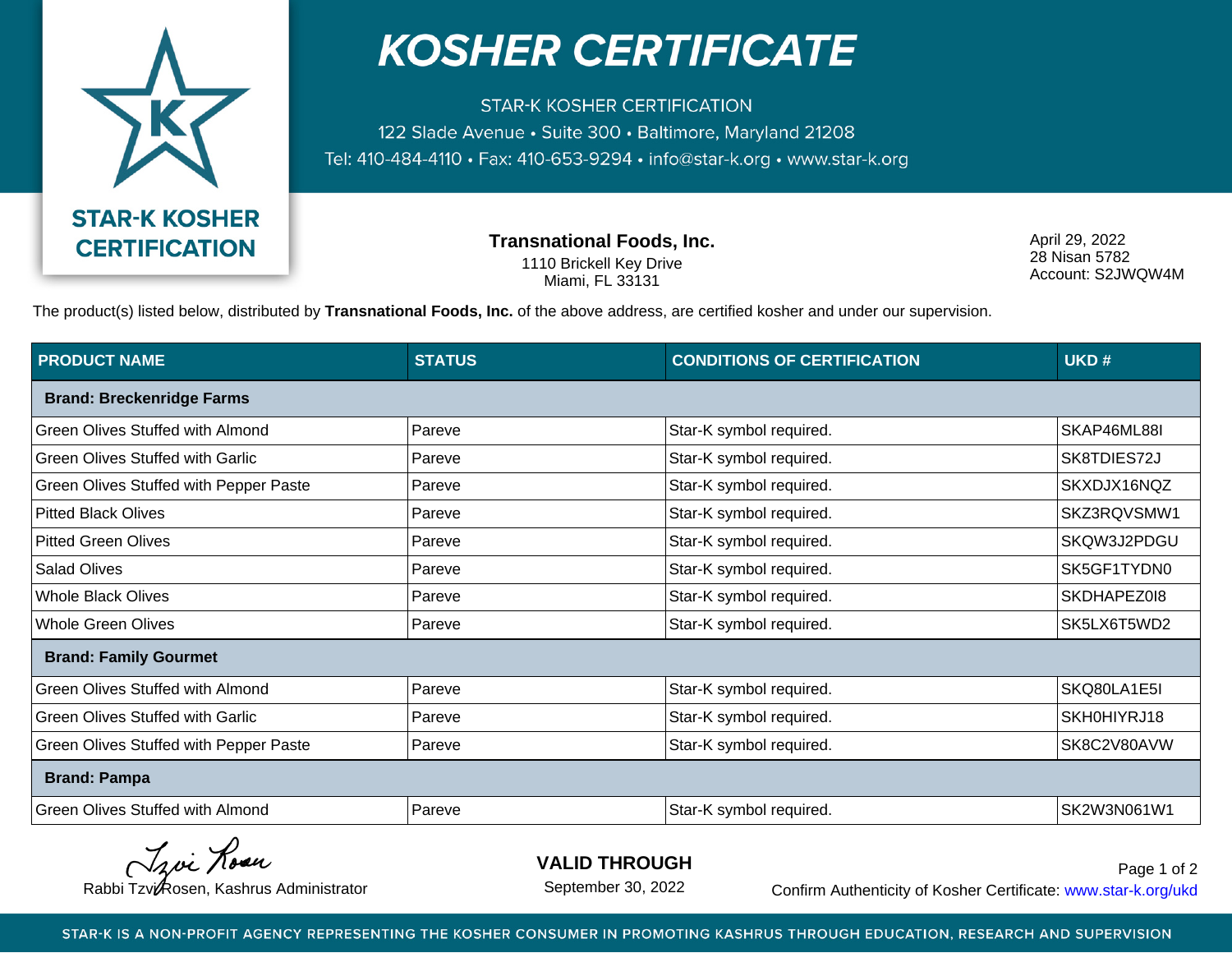# KOSHER CERTIFICATE

STAR-K KOSHER CERTIFICATION
122 Slade Avenue • Suite 300 • Baltimore, Maryland 21208
Tel: 410-484-4110 • Fax: 410-653-9294 • info@star-k.org • www.star-k.org

STAR-K KOSHER CERTIFICATION

**Transnational Foods, Inc.**
1110 Brickell Key Drive
Miami, FL 33131

April 29, 2022
28 Nisan 5782
Account: S2JWQW4M

The product(s) listed below, distributed by **Transnational Foods, Inc.** of the above address, are certified kosher and under our supervision.

| PRODUCT NAME | STATUS | CONDITIONS OF CERTIFICATION | UKD # |
|---|---|---|---|
| **Brand: Breckenridge Farms** | | | |
| Green Olives Stuffed with Almond | Pareve | Star-K symbol required. | SKAP46ML88I |
| Green Olives Stuffed with Garlic | Pareve | Star-K symbol required. | SK8TDIES72J |
| Green Olives Stuffed with Pepper Paste | Pareve | Star-K symbol required. | SKXDJX16NQZ |
| Pitted Black Olives | Pareve | Star-K symbol required. | SKZ3RQVSMW1 |
| Pitted Green Olives | Pareve | Star-K symbol required. | SKQW3J2PDGU |
| Salad Olives | Pareve | Star-K symbol required. | SK5GF1TYDN0 |
| Whole Black Olives | Pareve | Star-K symbol required. | SKDHAPEZ0I8 |
| Whole Green Olives | Pareve | Star-K symbol required. | SK5LX6T5WD2 |
| **Brand: Family Gourmet** | | | |
| Green Olives Stuffed with Almond | Pareve | Star-K symbol required. | SKQ80LA1E5I |
| Green Olives Stuffed with Garlic | Pareve | Star-K symbol required. | SKH0HIYRJ18 |
| Green Olives Stuffed with Pepper Paste | Pareve | Star-K symbol required. | SK8C2V80AVW |
| **Brand: Pampa** | | | |
| Green Olives Stuffed with Almond | Pareve | Star-K symbol required. | SK2W3N061W1 |

Rabbi Tzvi Rosen, Kashrus Administrator

**VALID THROUGH**
September 30, 2022

Confirm Authenticity of Kosher Certificate: www.star-k.org/ukd

STAR-K IS A NON-PROFIT AGENCY REPRESENTING THE KOSHER CONSUMER IN PROMOTING KASHRUS THROUGH EDUCATION, RESEARCH AND SUPERVISION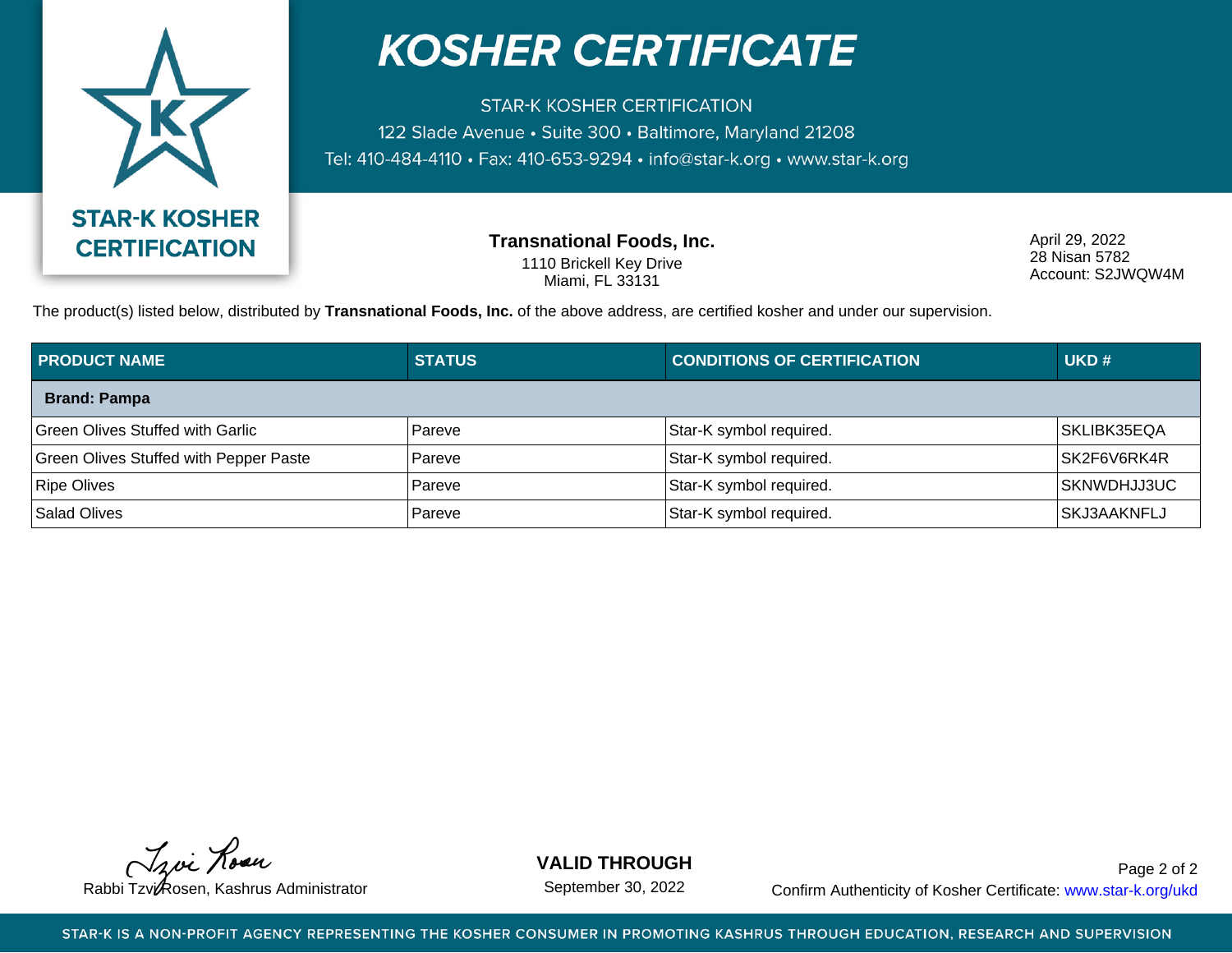# KOSHER CERTIFICATE

STAR-K KOSHER CERTIFICATION
122 Slade Avenue • Suite 300 • Baltimore, Maryland 21208
Tel: 410-484-4110 • Fax: 410-653-9294 • info@star-k.org • www.star-k.org

STAR-K KOSHER CERTIFICATION

**Transnational Foods, Inc.**
1110 Brickell Key Drive
Miami, FL 33131

April 29, 2022
28 Nisan 5782
Account: S2JWQW4M

The product(s) listed below, distributed by **Transnational Foods, Inc.** of the above address, are certified kosher and under our supervision.

| PRODUCT NAME | STATUS | CONDITIONS OF CERTIFICATION | UKD # |
|---|---|---|---|
| **Brand: Pampa** | | | |
| Green Olives Stuffed with Garlic | Pareve | Star-K symbol required. | SKLIBK35EQA |
| Green Olives Stuffed with Pepper Paste | Pareve | Star-K symbol required. | SK2F6V6RK4R |
| Ripe Olives | Pareve | Star-K symbol required. | SKNWDHJJ3UC |
| Salad Olives | Pareve | Star-K symbol required. | SKJ3AAKNFLJ |

Rabbi Tzvi Rosen, Kashrus Administrator

**VALID THROUGH**
September 30, 2022

Confirm Authenticity of Kosher Certificate: www.star-k.org/ukd

STAR-K IS A NON-PROFIT AGENCY REPRESENTING THE KOSHER CONSUMER IN PROMOTING KASHRUS THROUGH EDUCATION, RESEARCH AND SUPERVISION